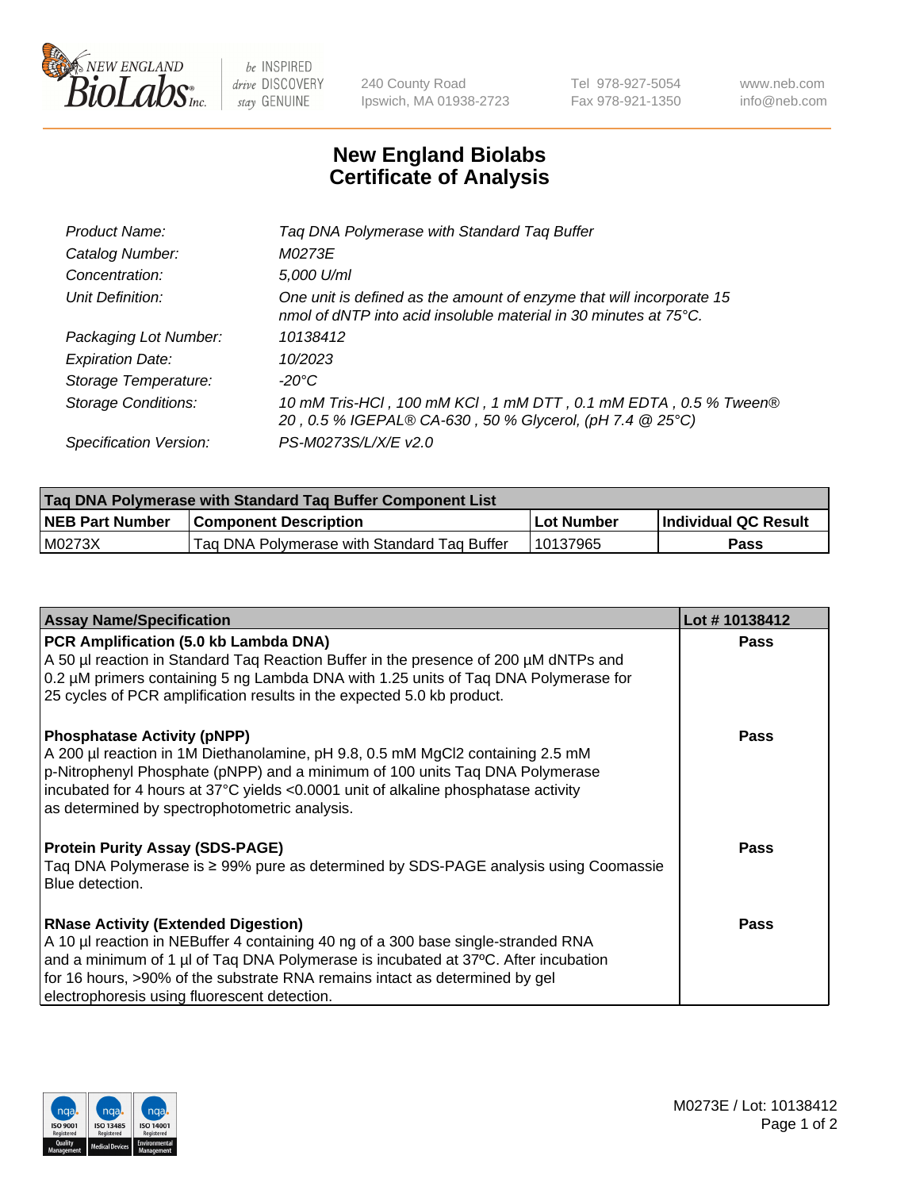New England Biolabs Inc. — be INSPIRED drive DISCOVERY stay GENUINE

240 County Road
Ipswich, MA 01938-2723

Tel 978-927-5054
Fax 978-921-1350

www.neb.com
info@neb.com

# New England Biolabs
# Certificate of Analysis

| | |
|---|---|
| *Product Name:* | *Taq DNA Polymerase with Standard Taq Buffer* |
| *Catalog Number:* | *M0273E* |
| *Concentration:* | *5,000 U/ml* |
| *Unit Definition:* | *One unit is defined as the amount of enzyme that will incorporate 15 nmol of dNTP into acid insoluble material in 30 minutes at 75°C.* |
| *Packaging Lot Number:* | *10138412* |
| *Expiration Date:* | *10/2023* |
| *Storage Temperature:* | *-20°C* |
| *Storage Conditions:* | *10 mM Tris-HCl , 100 mM KCl , 1 mM DTT , 0.1 mM EDTA , 0.5 % Tween® 20 , 0.5 % IGEPAL® CA-630 , 50 % Glycerol, (pH 7.4 @ 25°C)* |
| *Specification Version:* | *PS-M0273S/L/X/E v2.0* |

| Taq DNA Polymerase with Standard Taq Buffer Component List | | | |
|---|---|---|---|
| **NEB Part Number** | **Component Description** | **Lot Number** | **Individual QC Result** |
| M0273X | Taq DNA Polymerase with Standard Taq Buffer | 10137965 | **Pass** |

| Assay Name/Specification | Lot # 10138412 |
|---|---|
| **PCR Amplification (5.0 kb Lambda DNA)** A 50 µl reaction in Standard Taq Reaction Buffer in the presence of 200 µM dNTPs and 0.2 µM primers containing 5 ng Lambda DNA with 1.25 units of Taq DNA Polymerase for 25 cycles of PCR amplification results in the expected 5.0 kb product. | **Pass** |
| **Phosphatase Activity (pNPP)** A 200 µl reaction in 1M Diethanolamine, pH 9.8, 0.5 mM $MgCl_2$ containing 2.5 mM p-Nitrophenyl Phosphate (pNPP) and a minimum of 100 units Taq DNA Polymerase incubated for 4 hours at 37°C yields <0.0001 unit of alkaline phosphatase activity as determined by spectrophotometric analysis. | **Pass** |
| **Protein Purity Assay (SDS-PAGE)** Taq DNA Polymerase is ≥ 99% pure as determined by SDS-PAGE analysis using Coomassie Blue detection. | **Pass** |
| **RNase Activity (Extended Digestion)** A 10 µl reaction in NEBuffer 4 containing 40 ng of a 300 base single-stranded RNA and a minimum of 1 µl of Taq DNA Polymerase is incubated at 37ºC. After incubation for 16 hours, >90% of the substrate RNA remains intact as determined by gel electrophoresis using fluorescent detection. | **Pass** |

M0273E / Lot: 10138412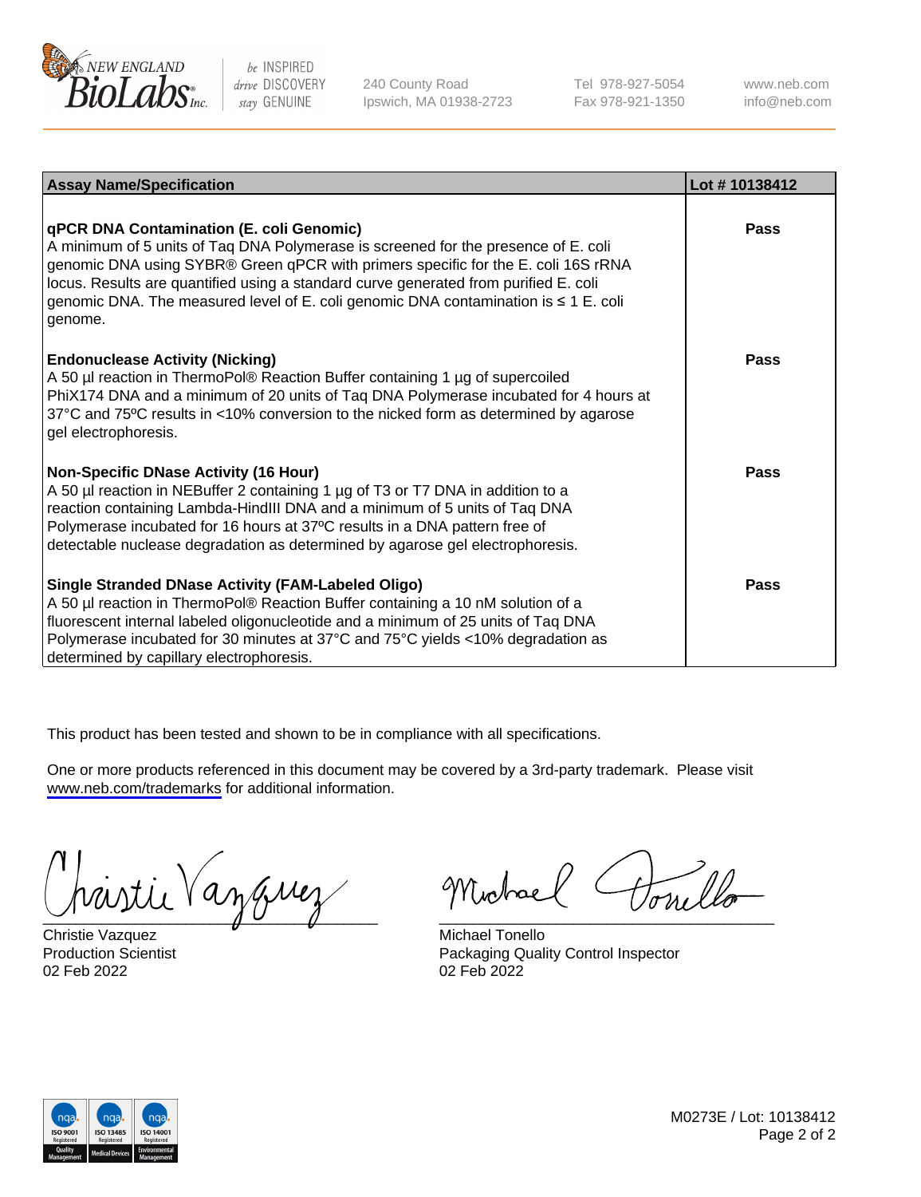| Assay Name/Specification | Lot # 10138412 |
|---|---|
| **qPCR DNA Contamination (E. coli Genomic)**<br>A minimum of 5 units of Taq DNA Polymerase is screened for the presence of E. coli genomic DNA using SYBR® Green qPCR with primers specific for the E. coli 16S rRNA locus. Results are quantified using a standard curve generated from purified E. coli genomic DNA. The measured level of E. coli genomic DNA contamination is ≤ 1 E. coli genome. | **Pass** |
| **Endonuclease Activity (Nicking)**<br>A 50 µl reaction in ThermoPol® Reaction Buffer containing 1 µg of supercoiled PhiX174 DNA and a minimum of 20 units of Taq DNA Polymerase incubated for 4 hours at 37°C and 75ºC results in <10% conversion to the nicked form as determined by agarose gel electrophoresis. | **Pass** |
| **Non-Specific DNase Activity (16 Hour)**<br>A 50 µl reaction in NEBuffer 2 containing 1 µg of T3 or T7 DNA in addition to a reaction containing Lambda-HindIII DNA and a minimum of 5 units of Taq DNA Polymerase incubated for 16 hours at 37ºC results in a DNA pattern free of detectable nuclease degradation as determined by agarose gel electrophoresis. | **Pass** |
| **Single Stranded DNase Activity (FAM-Labeled Oligo)**<br>A 50 µl reaction in ThermoPol® Reaction Buffer containing a 10 nM solution of a fluorescent internal labeled oligonucleotide and a minimum of 25 units of Taq DNA Polymerase incubated for 30 minutes at 37°C and 75°C yields <10% degradation as determined by capillary electrophoresis. | **Pass** |

This product has been tested and shown to be in compliance with all specifications.

One or more products referenced in this document may be covered by a 3rd-party trademark. Please visit www.neb.com/trademarks for additional information.

Christie Vazquez
Production Scientist
02 Feb 2022

Michael Tonello
Packaging Quality Control Inspector
02 Feb 2022

M0273E / Lot: 10138412